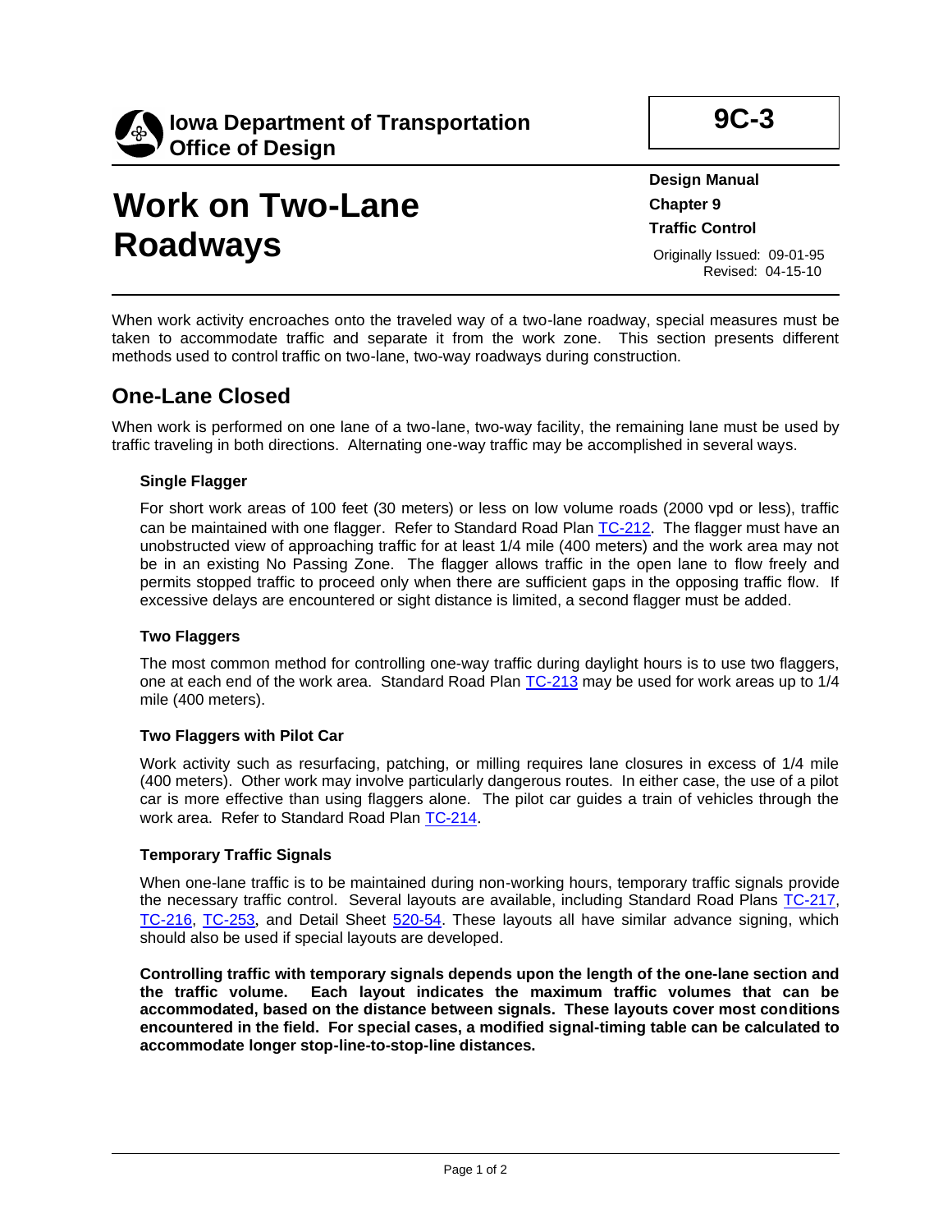**Iowa Department of Transportation**
**Office of Design**

**9C-3**

# Work on Two-Lane Roadways

**Design Manual**
**Chapter 9**
**Traffic Control**

Originally Issued: 09-01-95
Revised: 04-15-10

When work activity encroaches onto the traveled way of a two-lane roadway, special measures must be taken to accommodate traffic and separate it from the work zone. This section presents different methods used to control traffic on two-lane, two-way roadways during construction.

## One-Lane Closed

When work is performed on one lane of a two-lane, two-way facility, the remaining lane must be used by traffic traveling in both directions. Alternating one-way traffic may be accomplished in several ways.

### Single Flagger

For short work areas of 100 feet (30 meters) or less on low volume roads (2000 vpd or less), traffic can be maintained with one flagger. Refer to Standard Road Plan TC-212. The flagger must have an unobstructed view of approaching traffic for at least 1/4 mile (400 meters) and the work area may not be in an existing No Passing Zone. The flagger allows traffic in the open lane to flow freely and permits stopped traffic to proceed only when there are sufficient gaps in the opposing traffic flow. If excessive delays are encountered or sight distance is limited, a second flagger must be added.

### Two Flaggers

The most common method for controlling one-way traffic during daylight hours is to use two flaggers, one at each end of the work area. Standard Road Plan TC-213 may be used for work areas up to 1/4 mile (400 meters).

### Two Flaggers with Pilot Car

Work activity such as resurfacing, patching, or milling requires lane closures in excess of 1/4 mile (400 meters). Other work may involve particularly dangerous routes. In either case, the use of a pilot car is more effective than using flaggers alone. The pilot car guides a train of vehicles through the work area. Refer to Standard Road Plan TC-214.

### Temporary Traffic Signals

When one-lane traffic is to be maintained during non-working hours, temporary traffic signals provide the necessary traffic control. Several layouts are available, including Standard Road Plans TC-217, TC-216, TC-253, and Detail Sheet 520-54. These layouts all have similar advance signing, which should also be used if special layouts are developed.

**Controlling traffic with temporary signals depends upon the length of the one-lane section and the traffic volume. Each layout indicates the maximum traffic volumes that can be accommodated, based on the distance between signals. These layouts cover most conditions encountered in the field. For special cases, a modified signal-timing table can be calculated to accommodate longer stop-line-to-stop-line distances.**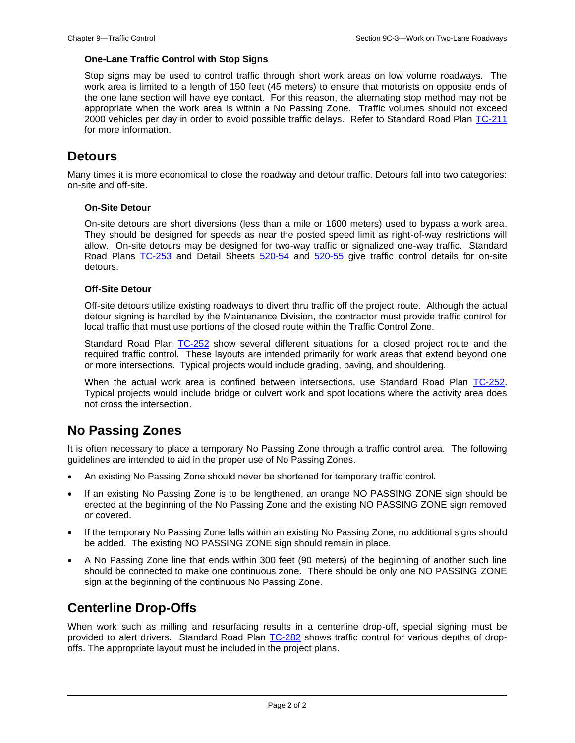### One-Lane Traffic Control with Stop Signs

Stop signs may be used to control traffic through short work areas on low volume roadways. The work area is limited to a length of 150 feet (45 meters) to ensure that motorists on opposite ends of the one lane section will have eye contact. For this reason, the alternating stop method may not be appropriate when the work area is within a No Passing Zone. Traffic volumes should not exceed 2000 vehicles per day in order to avoid possible traffic delays. Refer to Standard Road Plan TC-211 for more information.

## Detours

Many times it is more economical to close the roadway and detour traffic. Detours fall into two categories: on-site and off-site.

### On-Site Detour

On-site detours are short diversions (less than a mile or 1600 meters) used to bypass a work area. They should be designed for speeds as near the posted speed limit as right-of-way restrictions will allow. On-site detours may be designed for two-way traffic or signalized one-way traffic. Standard Road Plans TC-253 and Detail Sheets 520-54 and 520-55 give traffic control details for on-site detours.

### Off-Site Detour

Off-site detours utilize existing roadways to divert thru traffic off the project route. Although the actual detour signing is handled by the Maintenance Division, the contractor must provide traffic control for local traffic that must use portions of the closed route within the Traffic Control Zone.

Standard Road Plan TC-252 show several different situations for a closed project route and the required traffic control. These layouts are intended primarily for work areas that extend beyond one or more intersections. Typical projects would include grading, paving, and shouldering.

When the actual work area is confined between intersections, use Standard Road Plan TC-252. Typical projects would include bridge or culvert work and spot locations where the activity area does not cross the intersection.

## No Passing Zones

It is often necessary to place a temporary No Passing Zone through a traffic control area. The following guidelines are intended to aid in the proper use of No Passing Zones.

- An existing No Passing Zone should never be shortened for temporary traffic control.
- If an existing No Passing Zone is to be lengthened, an orange NO PASSING ZONE sign should be erected at the beginning of the No Passing Zone and the existing NO PASSING ZONE sign removed or covered.
- If the temporary No Passing Zone falls within an existing No Passing Zone, no additional signs should be added. The existing NO PASSING ZONE sign should remain in place.
- A No Passing Zone line that ends within 300 feet (90 meters) of the beginning of another such line should be connected to make one continuous zone. There should be only one NO PASSING ZONE sign at the beginning of the continuous No Passing Zone.

## Centerline Drop-Offs

When work such as milling and resurfacing results in a centerline drop-off, special signing must be provided to alert drivers. Standard Road Plan TC-282 shows traffic control for various depths of drop-offs. The appropriate layout must be included in the project plans.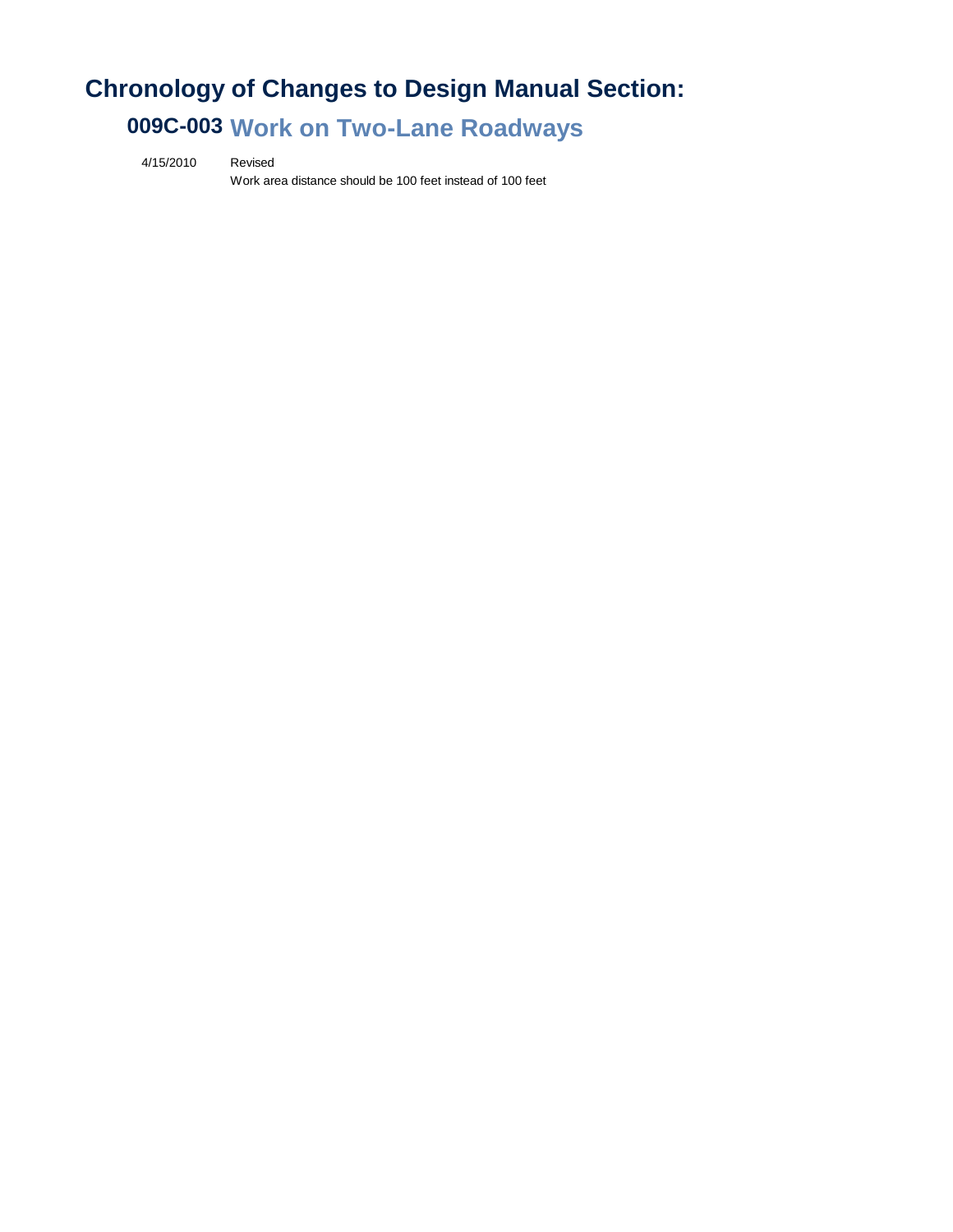# Chronology of Changes to Design Manual Section:

## 009C-003 Work on Two-Lane Roadways

4/15/2010 Revised

Work area distance should be 100 feet instead of 100 feet